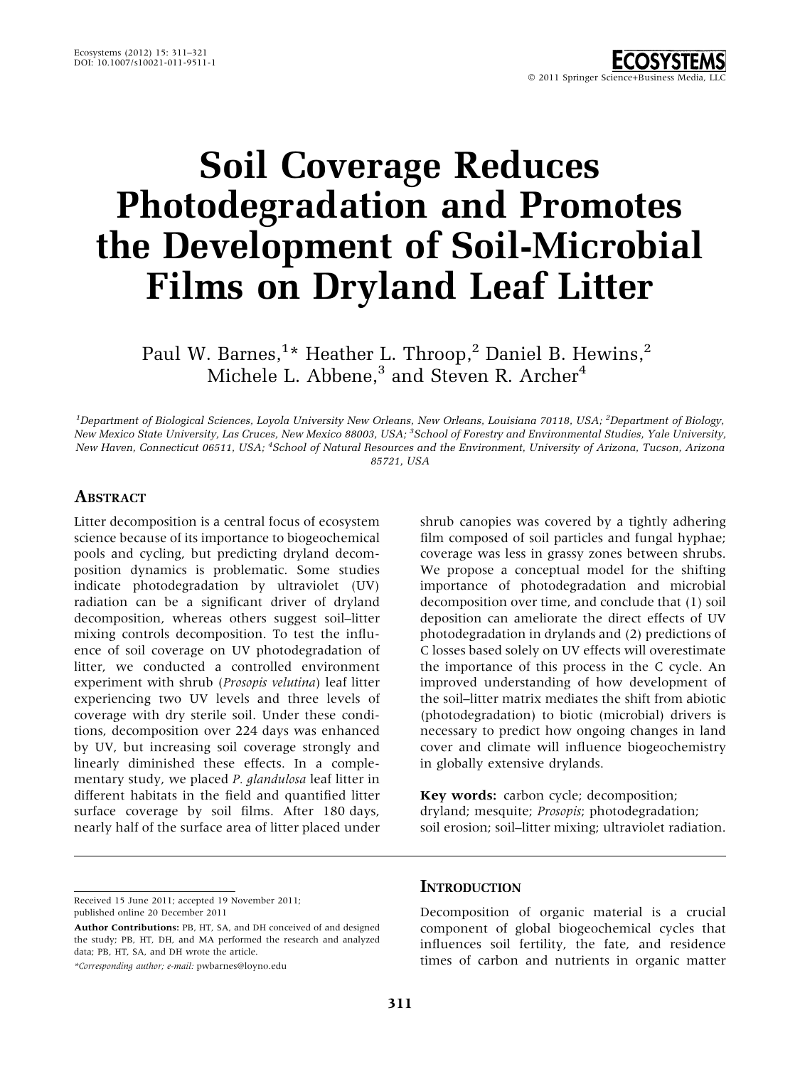# Soil Coverage Reduces Photodegradation and Promotes the Development of Soil-Microbial Films on Dryland Leaf Litter

Paul W. Barnes,[1]* Heather L. Throop,[2] Daniel B. Hewins,[2] Michele L. Abbene,[3] and Steven R. Archer[4]

[1]Department of Biological Sciences, Loyola University New Orleans, New Orleans, Louisiana 70118, USA; [2]Department of Biology, New Mexico State University, Las Cruces, New Mexico 88003, USA; [3]School of Forestry and Environmental Studies, Yale University, New Haven, Connecticut 06511, USA; [4]School of Natural Resources and the Environment, University of Arizona, Tucson, Arizona 85721, USA

## Abstract

Litter decomposition is a central focus of ecosystem science because of its importance to biogeochemical pools and cycling, but predicting dryland decomposition dynamics is problematic. Some studies indicate photodegradation by ultraviolet (UV) radiation can be a significant driver of dryland decomposition, whereas others suggest soil–litter mixing controls decomposition. To test the influence of soil coverage on UV photodegradation of litter, we conducted a controlled environment experiment with shrub (*Prosopis velutina*) leaf litter experiencing two UV levels and three levels of coverage with dry sterile soil. Under these conditions, decomposition over 224 days was enhanced by UV, but increasing soil coverage strongly and linearly diminished these effects. In a complementary study, we placed *P. glandulosa* leaf litter in different habitats in the field and quantified litter surface coverage by soil films. After 180 days, nearly half of the surface area of litter placed under shrub canopies was covered by a tightly adhering film composed of soil particles and fungal hyphae; coverage was less in grassy zones between shrubs. We propose a conceptual model for the shifting importance of photodegradation and microbial decomposition over time, and conclude that (1) soil deposition can ameliorate the direct effects of UV photodegradation in drylands and (2) predictions of C losses based solely on UV effects will overestimate the importance of this process in the C cycle. An improved understanding of how development of the soil–litter matrix mediates the shift from abiotic (photodegradation) to biotic (microbial) drivers is necessary to predict how ongoing changes in land cover and climate will influence biogeochemistry in globally extensive drylands.

**Key words:** carbon cycle; decomposition; dryland; mesquite; *Prosopis*; photodegradation; soil erosion; soil–litter mixing; ultraviolet radiation.

## Introduction

Decomposition of organic material is a crucial component of global biogeochemical cycles that influences soil fertility, the fate, and residence times of carbon and nutrients in organic matter

---

Received 15 June 2011; accepted 19 November 2011; published online 20 December 2011

**Author Contributions:** PB, HT, SA, and DH conceived of and designed the study; PB, HT, DH, and MA performed the research and analyzed data; PB, HT, SA, and DH wrote the article.

*Corresponding author; e-mail: pwbarnes@loyno.edu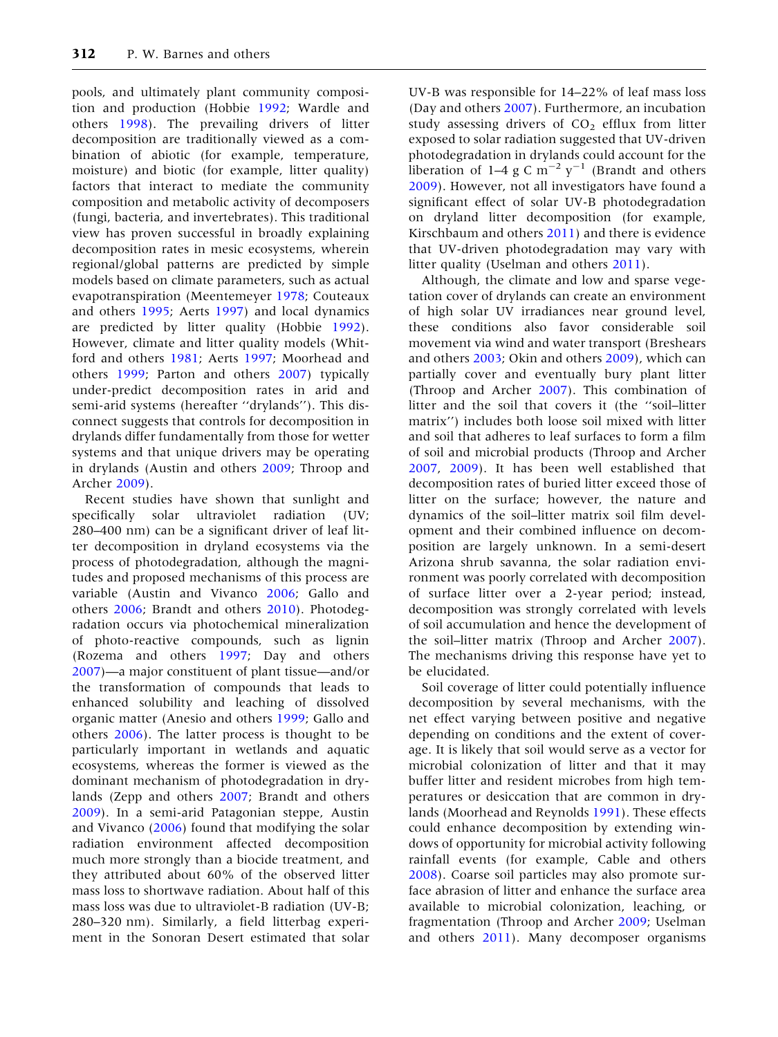pools, and ultimately plant community composition and production (Hobbie 1992; Wardle and others 1998). The prevailing drivers of litter decomposition are traditionally viewed as a combination of abiotic (for example, temperature, moisture) and biotic (for example, litter quality) factors that interact to mediate the community composition and metabolic activity of decomposers (fungi, bacteria, and invertebrates). This traditional view has proven successful in broadly explaining decomposition rates in mesic ecosystems, wherein regional/global patterns are predicted by simple models based on climate parameters, such as actual evapotranspiration (Meentemeyer 1978; Couteaux and others 1995; Aerts 1997) and local dynamics are predicted by litter quality (Hobbie 1992). However, climate and litter quality models (Whitford and others 1981; Aerts 1997; Moorhead and others 1999; Parton and others 2007) typically under-predict decomposition rates in arid and semi-arid systems (hereafter ''drylands''). This disconnect suggests that controls for decomposition in drylands differ fundamentally from those for wetter systems and that unique drivers may be operating in drylands (Austin and others 2009; Throop and Archer 2009).

Recent studies have shown that sunlight and specifically solar ultraviolet radiation (UV; 280–400 nm) can be a significant driver of leaf litter decomposition in dryland ecosystems via the process of photodegradation, although the magnitudes and proposed mechanisms of this process are variable (Austin and Vivanco 2006; Gallo and others 2006; Brandt and others 2010). Photodegradation occurs via photochemical mineralization of photo-reactive compounds, such as lignin (Rozema and others 1997; Day and others 2007)—a major constituent of plant tissue—and/or the transformation of compounds that leads to enhanced solubility and leaching of dissolved organic matter (Anesio and others 1999; Gallo and others 2006). The latter process is thought to be particularly important in wetlands and aquatic ecosystems, whereas the former is viewed as the dominant mechanism of photodegradation in drylands (Zepp and others 2007; Brandt and others 2009). In a semi-arid Patagonian steppe, Austin and Vivanco (2006) found that modifying the solar radiation environment affected decomposition much more strongly than a biocide treatment, and they attributed about 60% of the observed litter mass loss to shortwave radiation. About half of this mass loss was due to ultraviolet-B radiation (UV-B; 280–320 nm). Similarly, a field litterbag experiment in the Sonoran Desert estimated that solar UV-B was responsible for 14–22% of leaf mass loss (Day and others 2007). Furthermore, an incubation study assessing drivers of $CO_2$ efflux from litter exposed to solar radiation suggested that UV-driven photodegradation in drylands could account for the liberation of 1–4 g C $m^{-2}$ $y^{-1}$ (Brandt and others 2009). However, not all investigators have found a significant effect of solar UV-B photodegradation on dryland litter decomposition (for example, Kirschbaum and others 2011) and there is evidence that UV-driven photodegradation may vary with litter quality (Uselman and others 2011).

Although, the climate and low and sparse vegetation cover of drylands can create an environment of high solar UV irradiances near ground level, these conditions also favor considerable soil movement via wind and water transport (Breshears and others 2003; Okin and others 2009), which can partially cover and eventually bury plant litter (Throop and Archer 2007). This combination of litter and the soil that covers it (the ''soil–litter matrix'') includes both loose soil mixed with litter and soil that adheres to leaf surfaces to form a film of soil and microbial products (Throop and Archer 2007, 2009). It has been well established that decomposition rates of buried litter exceed those of litter on the surface; however, the nature and dynamics of the soil–litter matrix soil film development and their combined influence on decomposition are largely unknown. In a semi-desert Arizona shrub savanna, the solar radiation environment was poorly correlated with decomposition of surface litter over a 2-year period; instead, decomposition was strongly correlated with levels of soil accumulation and hence the development of the soil–litter matrix (Throop and Archer 2007). The mechanisms driving this response have yet to be elucidated.

Soil coverage of litter could potentially influence decomposition by several mechanisms, with the net effect varying between positive and negative depending on conditions and the extent of coverage. It is likely that soil would serve as a vector for microbial colonization of litter and that it may buffer litter and resident microbes from high temperatures or desiccation that are common in drylands (Moorhead and Reynolds 1991). These effects could enhance decomposition by extending windows of opportunity for microbial activity following rainfall events (for example, Cable and others 2008). Coarse soil particles may also promote surface abrasion of litter and enhance the surface area available to microbial colonization, leaching, or fragmentation (Throop and Archer 2009; Uselman and others 2011). Many decomposer organisms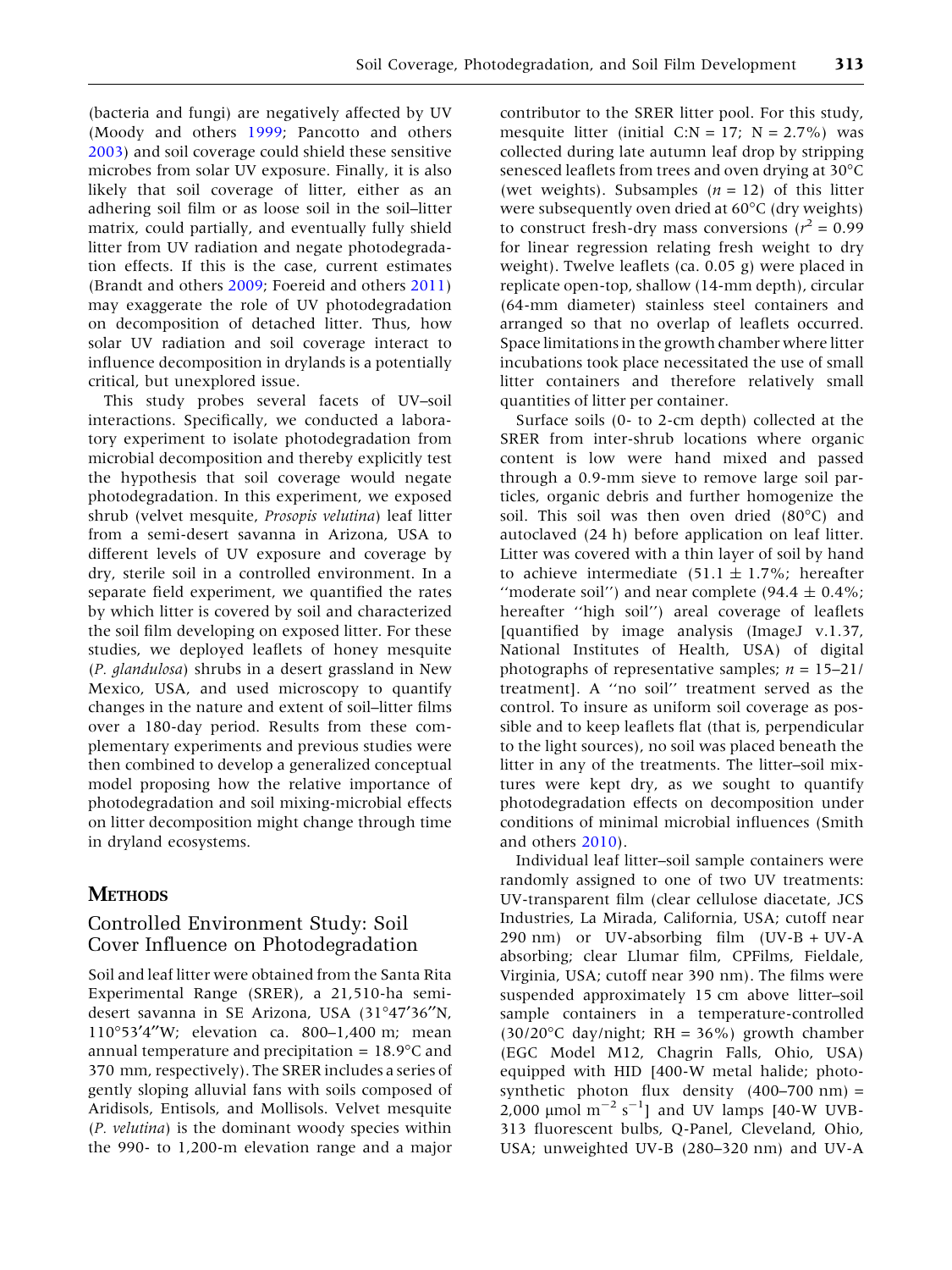(bacteria and fungi) are negatively affected by UV (Moody and others 1999; Pancotto and others 2003) and soil coverage could shield these sensitive microbes from solar UV exposure. Finally, it is also likely that soil coverage of litter, either as an adhering soil film or as loose soil in the soil–litter matrix, could partially, and eventually fully shield litter from UV radiation and negate photodegradation effects. If this is the case, current estimates (Brandt and others 2009; Foereid and others 2011) may exaggerate the role of UV photodegradation on decomposition of detached litter. Thus, how solar UV radiation and soil coverage interact to influence decomposition in drylands is a potentially critical, but unexplored issue.

This study probes several facets of UV–soil interactions. Specifically, we conducted a laboratory experiment to isolate photodegradation from microbial decomposition and thereby explicitly test the hypothesis that soil coverage would negate photodegradation. In this experiment, we exposed shrub (velvet mesquite, *Prosopis velutina*) leaf litter from a semi-desert savanna in Arizona, USA to different levels of UV exposure and coverage by dry, sterile soil in a controlled environment. In a separate field experiment, we quantified the rates by which litter is covered by soil and characterized the soil film developing on exposed litter. For these studies, we deployed leaflets of honey mesquite (*P. glandulosa*) shrubs in a desert grassland in New Mexico, USA, and used microscopy to quantify changes in the nature and extent of soil–litter films over a 180-day period. Results from these complementary experiments and previous studies were then combined to develop a generalized conceptual model proposing how the relative importance of photodegradation and soil mixing-microbial effects on litter decomposition might change through time in dryland ecosystems.

# Methods

## Controlled Environment Study: Soil Cover Influence on Photodegradation

Soil and leaf litter were obtained from the Santa Rita Experimental Range (SRER), a 21,510-ha semi-desert savanna in SE Arizona, USA (31°47′36″N, 110°53′4″W; elevation ca. 800–1,400 m; mean annual temperature and precipitation = 18.9°C and 370 mm, respectively). The SRER includes a series of gently sloping alluvial fans with soils composed of Aridisols, Entisols, and Mollisols. Velvet mesquite (*P. velutina*) is the dominant woody species within the 990- to 1,200-m elevation range and a major contributor to the SRER litter pool. For this study, mesquite litter (initial C:N = 17; N = 2.7%) was collected during late autumn leaf drop by stripping senesced leaflets from trees and oven drying at 30°C (wet weights). Subsamples ($n = 12$) of this litter were subsequently oven dried at 60°C (dry weights) to construct fresh-dry mass conversions ($r^2 = 0.99$ for linear regression relating fresh weight to dry weight). Twelve leaflets (ca. 0.05 g) were placed in replicate open-top, shallow (14-mm depth), circular (64-mm diameter) stainless steel containers and arranged so that no overlap of leaflets occurred. Space limitations in the growth chamber where litter incubations took place necessitated the use of small litter containers and therefore relatively small quantities of litter per container.

Surface soils (0- to 2-cm depth) collected at the SRER from inter-shrub locations where organic content is low were hand mixed and passed through a 0.9-mm sieve to remove large soil particles, organic debris and further homogenize the soil. This soil was then oven dried (80°C) and autoclaved (24 h) before application on leaf litter. Litter was covered with a thin layer of soil by hand to achieve intermediate (51.1 ± 1.7%; hereafter ''moderate soil'') and near complete (94.4 ± 0.4%; hereafter ''high soil'') areal coverage of leaflets [quantified by image analysis (ImageJ v.1.37, National Institutes of Health, USA) of digital photographs of representative samples; $n = 15$–$21$/treatment]. A ''no soil'' treatment served as the control. To insure as uniform soil coverage as possible and to keep leaflets flat (that is, perpendicular to the light sources), no soil was placed beneath the litter in any of the treatments. The litter–soil mixtures were kept dry, as we sought to quantify photodegradation effects on decomposition under conditions of minimal microbial influences (Smith and others 2010).

Individual leaf litter–soil sample containers were randomly assigned to one of two UV treatments: UV-transparent film (clear cellulose diacetate, JCS Industries, La Mirada, California, USA; cutoff near 290 nm) or UV-absorbing film (UV-B + UV-A absorbing; clear Llumar film, CPFilms, Fieldale, Virginia, USA; cutoff near 390 nm). The films were suspended approximately 15 cm above litter–soil sample containers in a temperature-controlled (30/20°C day/night; RH = 36%) growth chamber (EGC Model M12, Chagrin Falls, Ohio, USA) equipped with HID [400-W metal halide; photosynthetic photon flux density (400–700 nm) = 2,000 μmol m$^{-2}$ s$^{-1}$] and UV lamps [40-W UVB-313 fluorescent bulbs, Q-Panel, Cleveland, Ohio, USA; unweighted UV-B (280–320 nm) and UV-A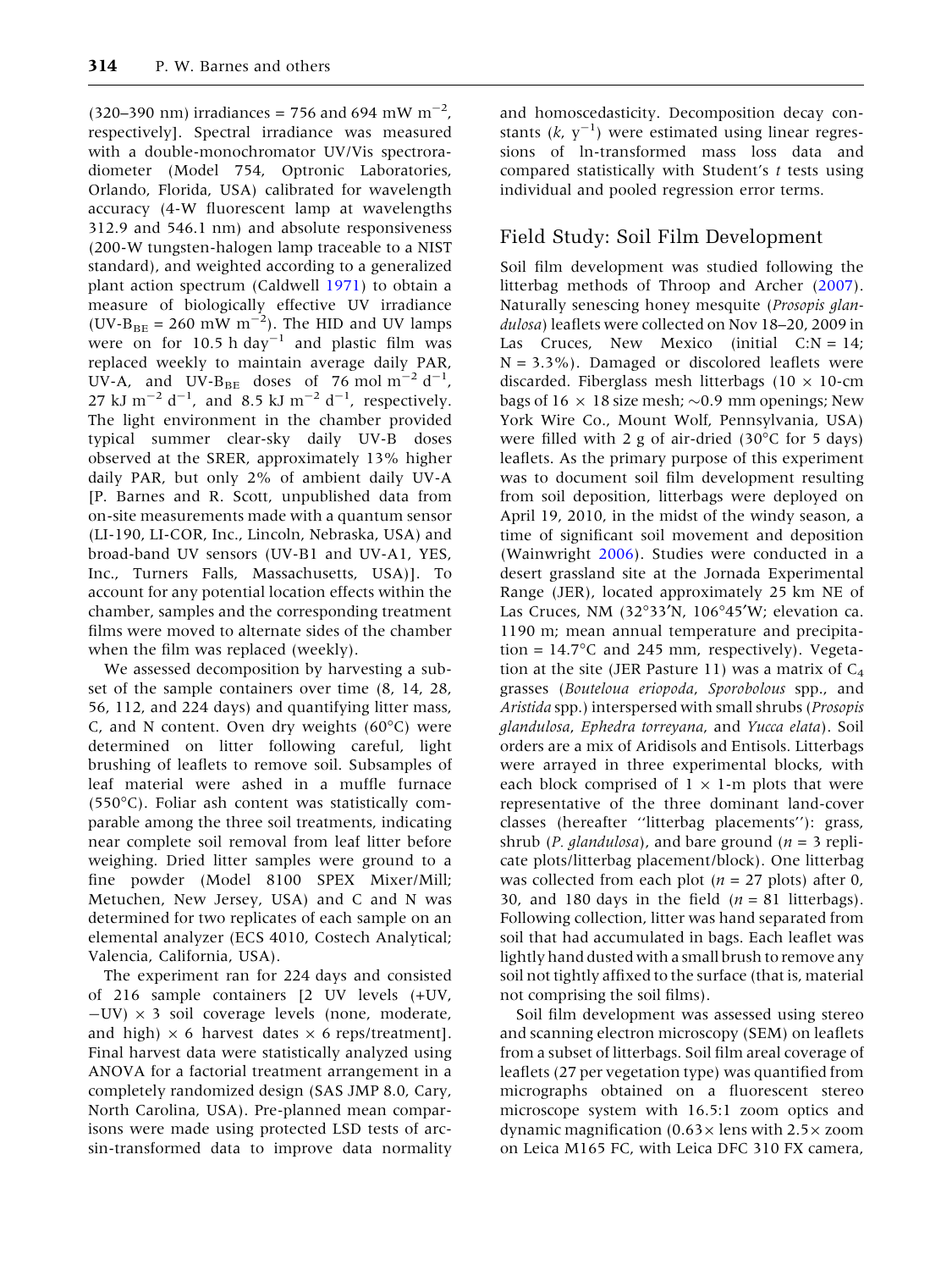(320–390 nm) irradiances = 756 and 694 mW $m^{-2}$, respectively]. Spectral irradiance was measured with a double-monochromator UV/Vis spectroradiometer (Model 754, Optronic Laboratories, Orlando, Florida, USA) calibrated for wavelength accuracy (4-W fluorescent lamp at wavelengths 312.9 and 546.1 nm) and absolute responsiveness (200-W tungsten-halogen lamp traceable to a NIST standard), and weighted according to a generalized plant action spectrum (Caldwell 1971) to obtain a measure of biologically effective UV irradiance ($UV\text{-}B_{BE}$ = 260 mW $m^{-2}$). The HID and UV lamps were on for 10.5 h $day^{-1}$ and plastic film was replaced weekly to maintain average daily PAR, UV-A, and $UV\text{-}B_{BE}$ doses of 76 mol $m^{-2}$ $d^{-1}$, 27 kJ $m^{-2}$ $d^{-1}$, and 8.5 kJ $m^{-2}$ $d^{-1}$, respectively. The light environment in the chamber provided typical summer clear-sky daily UV-B doses observed at the SRER, approximately 13% higher daily PAR, but only 2% of ambient daily UV-A [P. Barnes and R. Scott, unpublished data from on-site measurements made with a quantum sensor (LI-190, LI-COR, Inc., Lincoln, Nebraska, USA) and broad-band UV sensors (UV-B1 and UV-A1, YES, Inc., Turners Falls, Massachusetts, USA)]. To account for any potential location effects within the chamber, samples and the corresponding treatment films were moved to alternate sides of the chamber when the film was replaced (weekly).

We assessed decomposition by harvesting a subset of the sample containers over time (8, 14, 28, 56, 112, and 224 days) and quantifying litter mass, C, and N content. Oven dry weights (60°C) were determined on litter following careful, light brushing of leaflets to remove soil. Subsamples of leaf material were ashed in a muffle furnace (550°C). Foliar ash content was statistically comparable among the three soil treatments, indicating near complete soil removal from leaf litter before weighing. Dried litter samples were ground to a fine powder (Model 8100 SPEX Mixer/Mill; Metuchen, New Jersey, USA) and C and N was determined for two replicates of each sample on an elemental analyzer (ECS 4010, Costech Analytical; Valencia, California, USA).

The experiment ran for 224 days and consisted of 216 sample containers [2 UV levels (+UV, −UV) × 3 soil coverage levels (none, moderate, and high) × 6 harvest dates × 6 reps/treatment]. Final harvest data were statistically analyzed using ANOVA for a factorial treatment arrangement in a completely randomized design (SAS JMP 8.0, Cary, North Carolina, USA). Pre-planned mean comparisons were made using protected LSD tests of arcsin-transformed data to improve data normality and homoscedasticity. Decomposition decay constants ($k$, $y^{-1}$) were estimated using linear regressions of ln-transformed mass loss data and compared statistically with Student's $t$ tests using individual and pooled regression error terms.

## Field Study: Soil Film Development

Soil film development was studied following the litterbag methods of Throop and Archer (2007). Naturally senescing honey mesquite (*Prosopis glandulosa*) leaflets were collected on Nov 18–20, 2009 in Las Cruces, New Mexico (initial C:N = 14; N = 3.3%). Damaged or discolored leaflets were discarded. Fiberglass mesh litterbags (10 × 10-cm bags of 16 × 18 size mesh; ~0.9 mm openings; New York Wire Co., Mount Wolf, Pennsylvania, USA) were filled with 2 g of air-dried (30°C for 5 days) leaflets. As the primary purpose of this experiment was to document soil film development resulting from soil deposition, litterbags were deployed on April 19, 2010, in the midst of the windy season, a time of significant soil movement and deposition (Wainwright 2006). Studies were conducted in a desert grassland site at the Jornada Experimental Range (JER), located approximately 25 km NE of Las Cruces, NM (32°33′N, 106°45′W; elevation ca. 1190 m; mean annual temperature and precipitation = 14.7°C and 245 mm, respectively). Vegetation at the site (JER Pasture 11) was a matrix of $C_4$ grasses (*Bouteloua eriopoda*, *Sporobolous* spp., and *Aristida* spp.) interspersed with small shrubs (*Prosopis glandulosa*, *Ephedra torreyana*, and *Yucca elata*). Soil orders are a mix of Aridisols and Entisols. Litterbags were arrayed in three experimental blocks, with each block comprised of 1 × 1-m plots that were representative of the three dominant land-cover classes (hereafter "litterbag placements"): grass, shrub (*P. glandulosa*), and bare ground ($n$ = 3 replicate plots/litterbag placement/block). One litterbag was collected from each plot ($n$ = 27 plots) after 0, 30, and 180 days in the field ($n$ = 81 litterbags). Following collection, litter was hand separated from soil that had accumulated in bags. Each leaflet was lightly hand dusted with a small brush to remove any soil not tightly affixed to the surface (that is, material not comprising the soil films).

Soil film development was assessed using stereo and scanning electron microscopy (SEM) on leaflets from a subset of litterbags. Soil film areal coverage of leaflets (27 per vegetation type) was quantified from micrographs obtained on a fluorescent stereo microscope system with 16.5:1 zoom optics and dynamic magnification (0.63× lens with 2.5× zoom on Leica M165 FC, with Leica DFC 310 FX camera,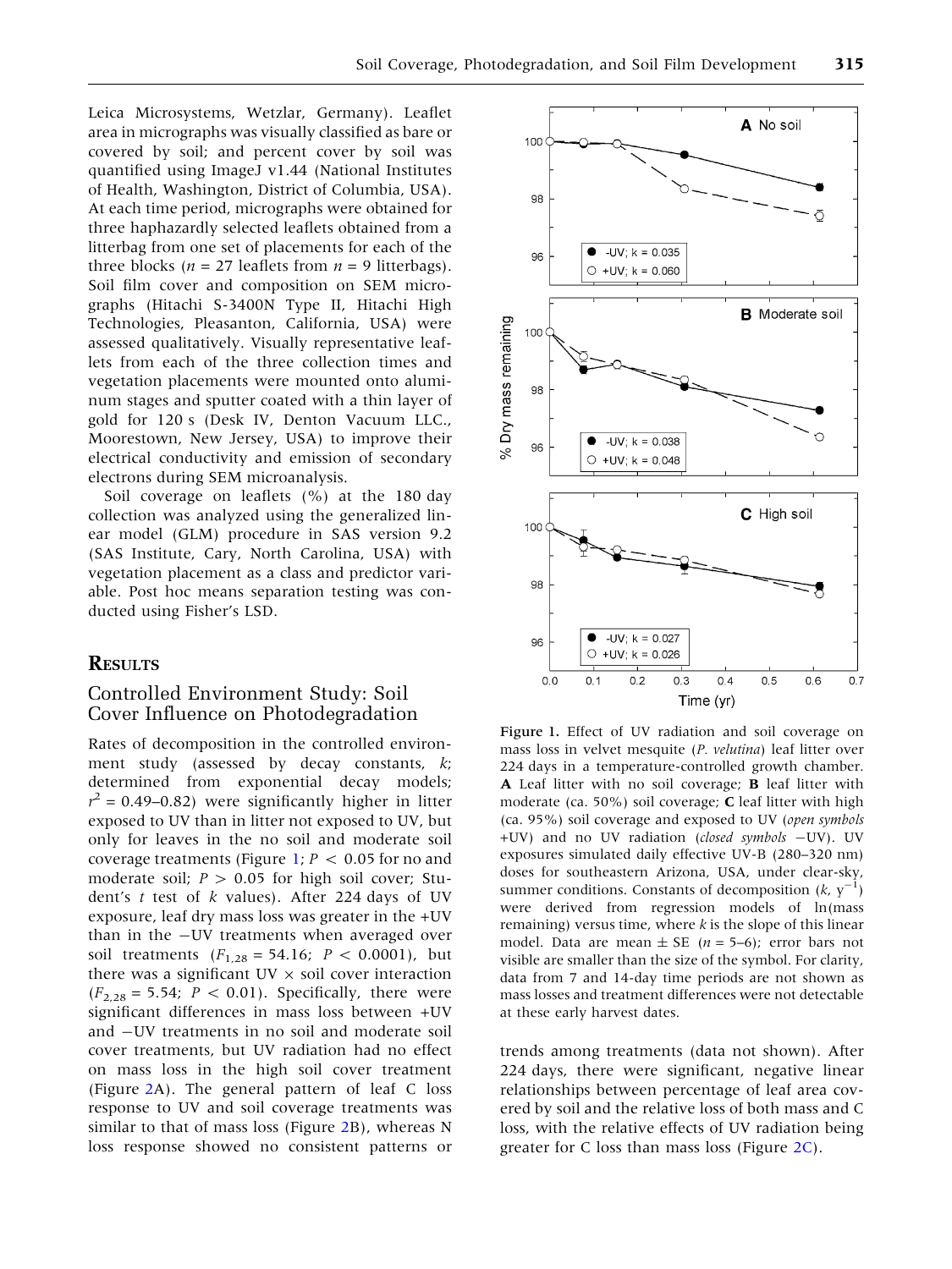Leica Microsystems, Wetzlar, Germany). Leaflet area in micrographs was visually classified as bare or covered by soil; and percent cover by soil was quantified using ImageJ v1.44 (National Institutes of Health, Washington, District of Columbia, USA). At each time period, micrographs were obtained for three haphazardly selected leaflets obtained from a litterbag from one set of placements for each of the three blocks ($n$ = 27 leaflets from $n$ = 9 litterbags). Soil film cover and composition on SEM micrographs (Hitachi S-3400N Type II, Hitachi High Technologies, Pleasanton, California, USA) were assessed qualitatively. Visually representative leaflets from each of the three collection times and vegetation placements were mounted onto aluminum stages and sputter coated with a thin layer of gold for 120 s (Desk IV, Denton Vacuum LLC., Moorestown, New Jersey, USA) to improve their electrical conductivity and emission of secondary electrons during SEM microanalysis.

Soil coverage on leaflets (%) at the 180 day collection was analyzed using the generalized linear model (GLM) procedure in SAS version 9.2 (SAS Institute, Cary, North Carolina, USA) with vegetation placement as a class and predictor variable. Post hoc means separation testing was conducted using Fisher's LSD.

## Results

### Controlled Environment Study: Soil Cover Influence on Photodegradation

Rates of decomposition in the controlled environment study (assessed by decay constants, $k$; determined from exponential decay models; $r^2$ = 0.49–0.82) were significantly higher in litter exposed to UV than in litter not exposed to UV, but only for leaves in the no soil and moderate soil coverage treatments (Figure 1; $P < 0.05$ for no and moderate soil; $P > 0.05$ for high soil cover; Student's $t$ test of $k$ values). After 224 days of UV exposure, leaf dry mass loss was greater in the +UV than in the −UV treatments when averaged over soil treatments ($F_{1,28}$ = 54.16; $P < 0.0001$), but there was a significant UV × soil cover interaction ($F_{2,28}$ = 5.54; $P < 0.01$). Specifically, there were significant differences in mass loss between +UV and −UV treatments in no soil and moderate soil cover treatments, but UV radiation had no effect on mass loss in the high soil cover treatment (Figure 2A). The general pattern of leaf C loss response to UV and soil coverage treatments was similar to that of mass loss (Figure 2B), whereas N loss response showed no consistent patterns or trends among treatments (data not shown). After 224 days, there were significant, negative linear relationships between percentage of leaf area covered by soil and the relative loss of both mass and C loss, with the relative effects of UV radiation being greater for C loss than mass loss (Figure 2C).

**Figure 1.** Effect of UV radiation and soil coverage on mass loss in velvet mesquite (*P. velutina*) leaf litter over 224 days in a temperature-controlled growth chamber. **A** Leaf litter with no soil coverage; **B** leaf litter with moderate (ca. 50%) soil coverage; **C** leaf litter with high (ca. 95%) soil coverage and exposed to UV (*open symbols* +UV) and no UV radiation (*closed symbols* −UV). UV exposures simulated daily effective UV-B (280–320 nm) doses for southeastern Arizona, USA, under clear-sky, summer conditions. Constants of decomposition ($k$, $y^{-1}$) were derived from regression models of ln(mass remaining) versus time, where $k$ is the slope of this linear model. Data are mean ± SE ($n$ = 5–6); error bars not visible are smaller than the size of the symbol. For clarity, data from 7 and 14-day time periods are not shown as mass losses and treatment differences were not detectable at these early harvest dates.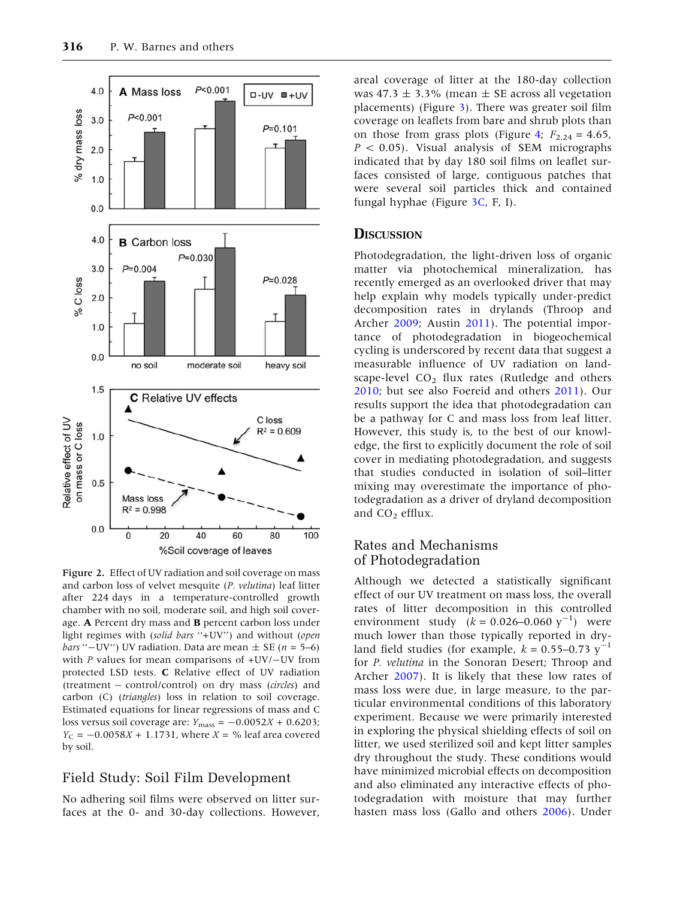Figure 2. Effect of UV radiation and soil coverage on mass and carbon loss of velvet mesquite (*P. velutina*) leaf litter after 224 days in a temperature-controlled growth chamber with no soil, moderate soil, and high soil coverage. **A** Percent dry mass and **B** percent carbon loss under light regimes with (*solid bars* ''+UV'') and without (*open bars* ''−UV'') UV radiation. Data are mean ± SE ($n$ = 5–6) with $P$ values for mean comparisons of +UV/−UV from protected LSD tests. **C** Relative effect of UV radiation (treatment − control/control) on dry mass (*circles*) and carbon (C) (*triangles*) loss in relation to soil coverage. Estimated equations for linear regressions of mass and C loss versus soil coverage are: $Y_{mass} = -0.0052X + 0.6203$; $Y_C = -0.0058X + 1.1731$, where $X$ = % leaf area covered by soil.

## Field Study: Soil Film Development

No adhering soil films were observed on litter surfaces at the 0- and 30-day collections. However, areal coverage of litter at the 180-day collection was 47.3 ± 3.3% (mean ± SE across all vegetation placements) (Figure 3). There was greater soil film coverage on leaflets from bare and shrub plots than on those from grass plots (Figure 4; $F_{2,24} = 4.65$, $P < 0.05$). Visual analysis of SEM micrographs indicated that by day 180 soil films on leaflet surfaces consisted of large, contiguous patches that were several soil particles thick and contained fungal hyphae (Figure 3C, F, I).

# Discussion

Photodegradation, the light-driven loss of organic matter via photochemical mineralization, has recently emerged as an overlooked driver that may help explain why models typically under-predict decomposition rates in drylands (Throop and Archer 2009; Austin 2011). The potential importance of photodegradation in biogeochemical cycling is underscored by recent data that suggest a measurable influence of UV radiation on landscape-level $CO_2$ flux rates (Rutledge and others 2010; but see also Foereid and others 2011). Our results support the idea that photodegradation can be a pathway for C and mass loss from leaf litter. However, this study is, to the best of our knowledge, the first to explicitly document the role of soil cover in mediating photodegradation, and suggests that studies conducted in isolation of soil–litter mixing may overestimate the importance of photodegradation as a driver of dryland decomposition and $CO_2$ efflux.

## Rates and Mechanisms of Photodegradation

Although we detected a statistically significant effect of our UV treatment on mass loss, the overall rates of litter decomposition in this controlled environment study ($k = 0.026$–$0.060\ y^{-1}$) were much lower than those typically reported in dryland field studies (for example, $k = 0.55$–$0.73\ y^{-1}$ for *P. velutina* in the Sonoran Desert; Throop and Archer 2007). It is likely that these low rates of mass loss were due, in large measure, to the particular environmental conditions of this laboratory experiment. Because we were primarily interested in exploring the physical shielding effects of soil on litter, we used sterilized soil and kept litter samples dry throughout the study. These conditions would have minimized microbial effects on decomposition and also eliminated any interactive effects of photodegradation with moisture that may further hasten mass loss (Gallo and others 2006). Under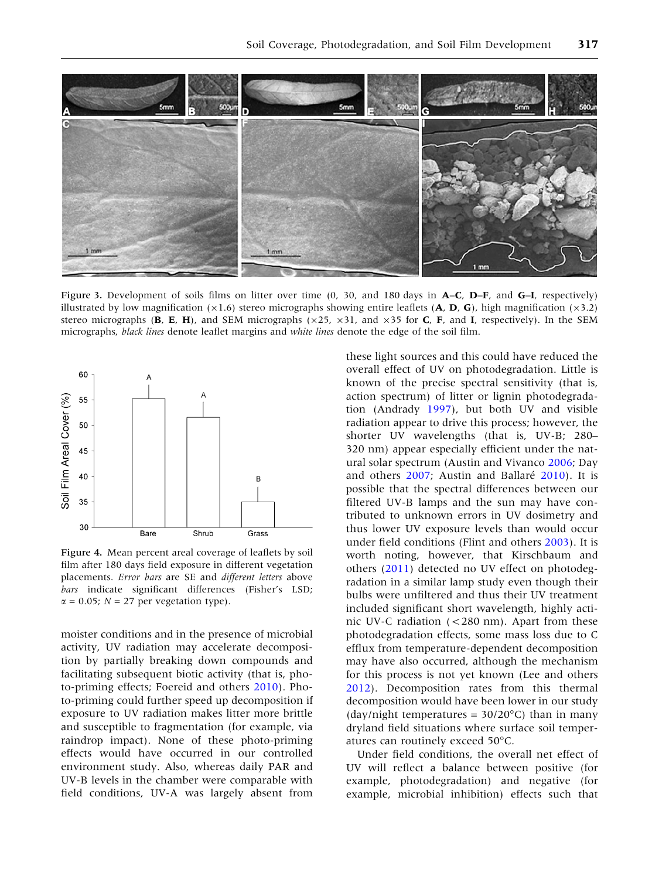Figure 3. Development of soils films on litter over time (0, 30, and 180 days in **A**–**C**, **D**–**F**, and **G**–**I**, respectively) illustrated by low magnification (×1.6) stereo micrographs showing entire leaflets (**A**, **D**, **G**), high magnification (×3.2) stereo micrographs (**B**, **E**, **H**), and SEM micrographs (×25, ×31, and ×35 for **C**, **F**, and **I**, respectively). In the SEM micrographs, *black lines* denote leaflet margins and *white lines* denote the edge of the soil film.

Figure 4. Mean percent areal coverage of leaflets by soil film after 180 days field exposure in different vegetation placements. *Error bars* are SE and *different letters* above *bars* indicate significant differences (Fisher's LSD; $\alpha = 0.05$; $N = 27$ per vegetation type).

moister conditions and in the presence of microbial activity, UV radiation may accelerate decomposition by partially breaking down compounds and facilitating subsequent biotic activity (that is, photo-priming effects; Foereid and others 2010). Photo-priming could further speed up decomposition if exposure to UV radiation makes litter more brittle and susceptible to fragmentation (for example, via raindrop impact). None of these photo-priming effects would have occurred in our controlled environment study. Also, whereas daily PAR and UV-B levels in the chamber were comparable with field conditions, UV-A was largely absent from these light sources and this could have reduced the overall effect of UV on photodegradation. Little is known of the precise spectral sensitivity (that is, action spectrum) of litter or lignin photodegradation (Andrady 1997), but both UV and visible radiation appear to drive this process; however, the shorter UV wavelengths (that is, UV-B; 280–320 nm) appear especially efficient under the natural solar spectrum (Austin and Vivanco 2006; Day and others 2007; Austin and Ballaré 2010). It is possible that the spectral differences between our filtered UV-B lamps and the sun may have contributed to unknown errors in UV dosimetry and thus lower UV exposure levels than would occur under field conditions (Flint and others 2003). It is worth noting, however, that Kirschbaum and others (2011) detected no UV effect on photodegradation in a similar lamp study even though their bulbs were unfiltered and thus their UV treatment included significant short wavelength, highly actinic UV-C radiation (<280 nm). Apart from these photodegradation effects, some mass loss due to C efflux from temperature-dependent decomposition may have also occurred, although the mechanism for this process is not yet known (Lee and others 2012). Decomposition rates from this thermal decomposition would have been lower in our study (day/night temperatures = 30/20°C) than in many dryland field situations where surface soil temperatures can routinely exceed 50°C.

Under field conditions, the overall net effect of UV will reflect a balance between positive (for example, photodegradation) and negative (for example, microbial inhibition) effects such that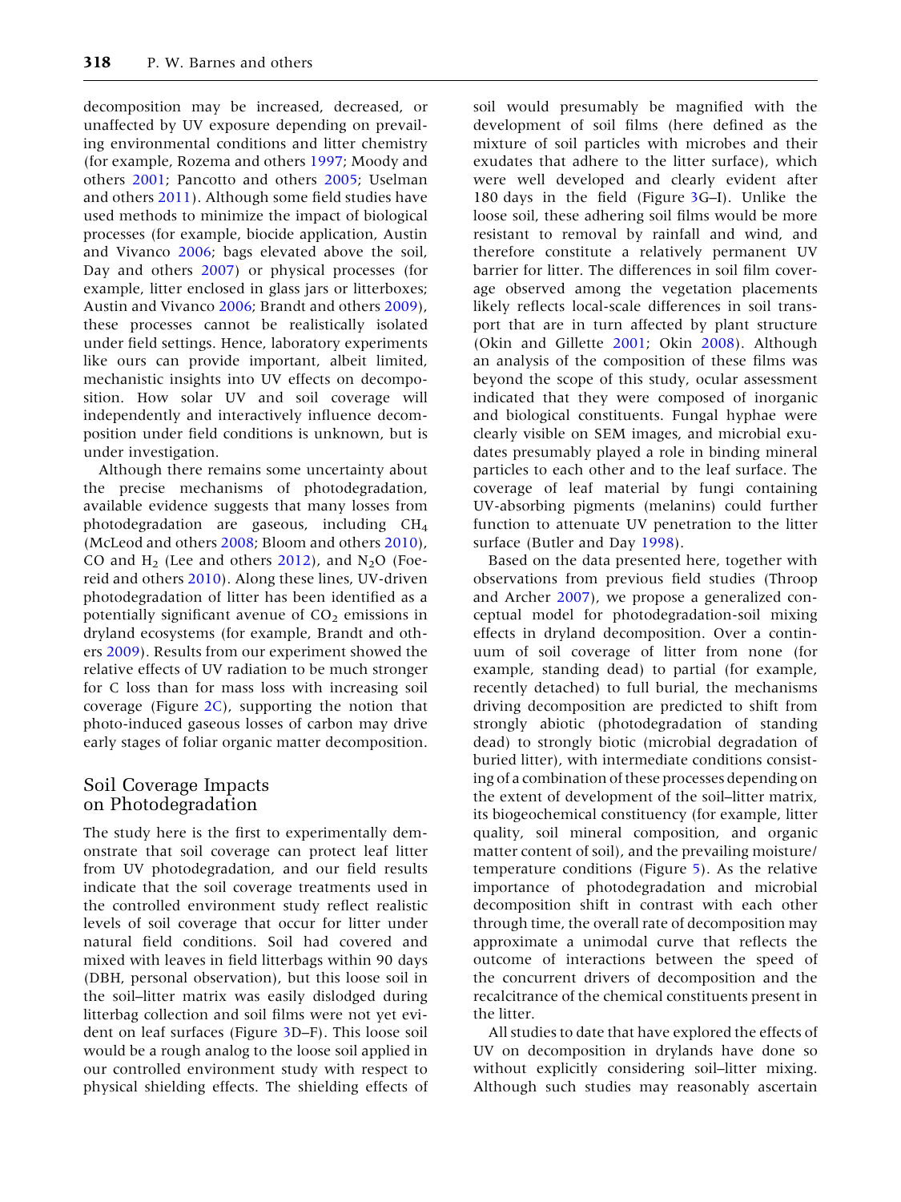decomposition may be increased, decreased, or unaffected by UV exposure depending on prevailing environmental conditions and litter chemistry (for example, Rozema and others 1997; Moody and others 2001; Pancotto and others 2005; Uselman and others 2011). Although some field studies have used methods to minimize the impact of biological processes (for example, biocide application, Austin and Vivanco 2006; bags elevated above the soil, Day and others 2007) or physical processes (for example, litter enclosed in glass jars or litterboxes; Austin and Vivanco 2006; Brandt and others 2009), these processes cannot be realistically isolated under field settings. Hence, laboratory experiments like ours can provide important, albeit limited, mechanistic insights into UV effects on decomposition. How solar UV and soil coverage will independently and interactively influence decomposition under field conditions is unknown, but is under investigation.

Although there remains some uncertainty about the precise mechanisms of photodegradation, available evidence suggests that many losses from photodegradation are gaseous, including $CH_4$ (McLeod and others 2008; Bloom and others 2010), CO and $H_2$ (Lee and others 2012), and $N_2O$ (Foereid and others 2010). Along these lines, UV-driven photodegradation of litter has been identified as a potentially significant avenue of $CO_2$ emissions in dryland ecosystems (for example, Brandt and others 2009). Results from our experiment showed the relative effects of UV radiation to be much stronger for C loss than for mass loss with increasing soil coverage (Figure 2C), supporting the notion that photo-induced gaseous losses of carbon may drive early stages of foliar organic matter decomposition.

## Soil Coverage Impacts on Photodegradation

The study here is the first to experimentally demonstrate that soil coverage can protect leaf litter from UV photodegradation, and our field results indicate that the soil coverage treatments used in the controlled environment study reflect realistic levels of soil coverage that occur for litter under natural field conditions. Soil had covered and mixed with leaves in field litterbags within 90 days (DBH, personal observation), but this loose soil in the soil–litter matrix was easily dislodged during litterbag collection and soil films were not yet evident on leaf surfaces (Figure 3D–F). This loose soil would be a rough analog to the loose soil applied in our controlled environment study with respect to physical shielding effects. The shielding effects of soil would presumably be magnified with the development of soil films (here defined as the mixture of soil particles with microbes and their exudates that adhere to the litter surface), which were well developed and clearly evident after 180 days in the field (Figure 3G–I). Unlike the loose soil, these adhering soil films would be more resistant to removal by rainfall and wind, and therefore constitute a relatively permanent UV barrier for litter. The differences in soil film coverage observed among the vegetation placements likely reflects local-scale differences in soil transport that are in turn affected by plant structure (Okin and Gillette 2001; Okin 2008). Although an analysis of the composition of these films was beyond the scope of this study, ocular assessment indicated that they were composed of inorganic and biological constituents. Fungal hyphae were clearly visible on SEM images, and microbial exudates presumably played a role in binding mineral particles to each other and to the leaf surface. The coverage of leaf material by fungi containing UV-absorbing pigments (melanins) could further function to attenuate UV penetration to the litter surface (Butler and Day 1998).

Based on the data presented here, together with observations from previous field studies (Throop and Archer 2007), we propose a generalized conceptual model for photodegradation-soil mixing effects in dryland decomposition. Over a continuum of soil coverage of litter from none (for example, standing dead) to partial (for example, recently detached) to full burial, the mechanisms driving decomposition are predicted to shift from strongly abiotic (photodegradation of standing dead) to strongly biotic (microbial degradation of buried litter), with intermediate conditions consisting of a combination of these processes depending on the extent of development of the soil–litter matrix, its biogeochemical constituency (for example, litter quality, soil mineral composition, and organic matter content of soil), and the prevailing moisture/temperature conditions (Figure 5). As the relative importance of photodegradation and microbial decomposition shift in contrast with each other through time, the overall rate of decomposition may approximate a unimodal curve that reflects the outcome of interactions between the speed of the concurrent drivers of decomposition and the recalcitrance of the chemical constituents present in the litter.

All studies to date that have explored the effects of UV on decomposition in drylands have done so without explicitly considering soil–litter mixing. Although such studies may reasonably ascertain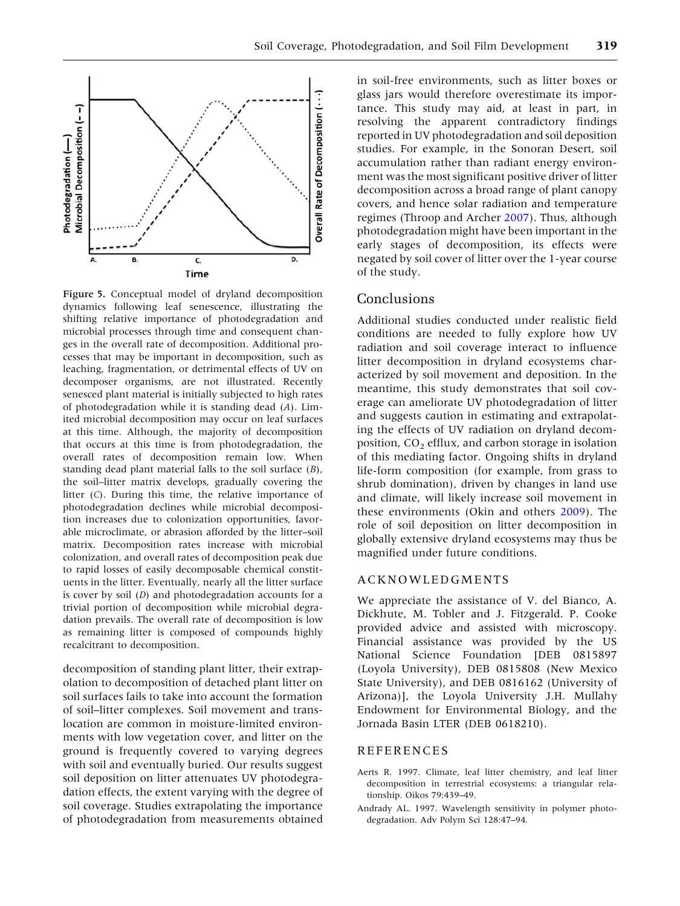Figure 5. Conceptual model of dryland decomposition dynamics following leaf senescence, illustrating the shifting relative importance of photodegradation and microbial processes through time and consequent changes in the overall rate of decomposition. Additional processes that may be important in decomposition, such as leaching, fragmentation, or detrimental effects of UV on decomposer organisms, are not illustrated. Recently senesced plant material is initially subjected to high rates of photodegradation while it is standing dead (*A*). Limited microbial decomposition may occur on leaf surfaces at this time. Although, the majority of decomposition that occurs at this time is from photodegradation, the overall rates of decomposition remain low. When standing dead plant material falls to the soil surface (*B*), the soil–litter matrix develops, gradually covering the litter (*C*). During this time, the relative importance of photodegradation declines while microbial decomposition increases due to colonization opportunities, favorable microclimate, or abrasion afforded by the litter–soil matrix. Decomposition rates increase with microbial colonization, and overall rates of decomposition peak due to rapid losses of easily decomposable chemical constituents in the litter. Eventually, nearly all the litter surface is cover by soil (*D*) and photodegradation accounts for a trivial portion of decomposition while microbial degradation prevails. The overall rate of decomposition is low as remaining litter is composed of compounds highly recalcitrant to decomposition.

decomposition of standing plant litter, their extrapolation to decomposition of detached plant litter on soil surfaces fails to take into account the formation of soil–litter complexes. Soil movement and translocation are common in moisture-limited environments with low vegetation cover, and litter on the ground is frequently covered to varying degrees with soil and eventually buried. Our results suggest soil deposition on litter attenuates UV photodegradation effects, the extent varying with the degree of soil coverage. Studies extrapolating the importance of photodegradation from measurements obtained in soil-free environments, such as litter boxes or glass jars would therefore overestimate its importance. This study may aid, at least in part, in resolving the apparent contradictory findings reported in UV photodegradation and soil deposition studies. For example, in the Sonoran Desert, soil accumulation rather than radiant energy environment was the most significant positive driver of litter decomposition across a broad range of plant canopy covers, and hence solar radiation and temperature regimes (Throop and Archer 2007). Thus, although photodegradation might have been important in the early stages of decomposition, its effects were negated by soil cover of litter over the 1-year course of the study.

## Conclusions

Additional studies conducted under realistic field conditions are needed to fully explore how UV radiation and soil coverage interact to influence litter decomposition in dryland ecosystems characterized by soil movement and deposition. In the meantime, this study demonstrates that soil coverage can ameliorate UV photodegradation of litter and suggests caution in estimating and extrapolating the effects of UV radiation on dryland decomposition, $CO_2$ efflux, and carbon storage in isolation of this mediating factor. Ongoing shifts in dryland life-form composition (for example, from grass to shrub domination), driven by changes in land use and climate, will likely increase soil movement in these environments (Okin and others 2009). The role of soil deposition on litter decomposition in globally extensive dryland ecosystems may thus be magnified under future conditions.

## ACKNOWLEDGMENTS

We appreciate the assistance of V. del Bianco, A. Dickhute, M. Tobler and J. Fitzgerald. P. Cooke provided advice and assisted with microscopy. Financial assistance was provided by the US National Science Foundation [DEB 0815897 (Loyola University), DEB 0815808 (New Mexico State University), and DEB 0816162 (University of Arizona)], the Loyola University J.H. Mullahy Endowment for Environmental Biology, and the Jornada Basin LTER (DEB 0618210).

## REFERENCES

Aerts R. 1997. Climate, leaf litter chemistry, and leaf litter decomposition in terrestrial ecosystems: a triangular relationship. Oikos 79:439–49.

Andrady AL. 1997. Wavelength sensitivity in polymer photodegradation. Adv Polym Sci 128:47–94.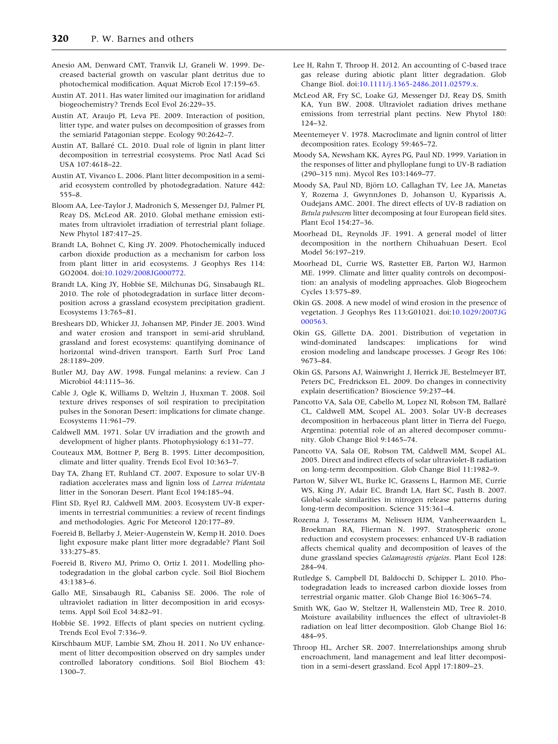Anesio AM, Denward CMT, Tranvik LJ, Graneli W. 1999. Decreased bacterial growth on vascular plant detritus due to photochemical modification. Aquat Microb Ecol 17:159–65.

Austin AT. 2011. Has water limited our imagination for aridland biogeochemistry? Trends Ecol Evol 26:229–35.

Austin AT, Araujo PI, Leva PE. 2009. Interaction of position, litter type, and water pulses on decomposition of grasses from the semiarid Patagonian steppe. Ecology 90:2642–7.

Austin AT, Ballaré CL. 2010. Dual role of lignin in plant litter decomposition in terrestrial ecosystems. Proc Natl Acad Sci USA 107:4618–22.

Austin AT, Vivanco L. 2006. Plant litter decomposition in a semi-arid ecosystem controlled by photodegradation. Nature 442: 555–8.

Bloom AA, Lee-Taylor J, Madronich S, Messenger DJ, Palmer PI, Reay DS, McLeod AR. 2010. Global methane emission estimates from ultraviolet irradiation of terrestrial plant foliage. New Phytol 187:417–25.

Brandt LA, Bohnet C, King JY. 2009. Photochemically induced carbon dioxide production as a mechanism for carbon loss from plant litter in arid ecosystems. J Geophys Res 114: GO2004. doi:10.1029/2008JG000772.

Brandt LA, King JY, Hobbie SE, Milchunas DG, Sinsabaugh RL. 2010. The role of photodegradation in surface litter decomposition across a grassland ecosystem precipitation gradient. Ecosystems 13:765–81.

Breshears DD, Whicker JJ, Johansen MP, Pinder JE. 2003. Wind and water erosion and transport in semi-arid shrubland, grassland and forest ecosystems: quantifying dominance of horizontal wind-driven transport. Earth Surf Proc Land 28:1189–209.

Butler MJ, Day AW. 1998. Fungal melanins: a review. Can J Microbiol 44:1115–36.

Cable J, Ogle K, Williams D, Weltzin J, Huxman T. 2008. Soil texture drives responses of soil respiration to precipitation pulses in the Sonoran Desert: implications for climate change. Ecosystems 11:961–79.

Caldwell MM. 1971. Solar UV irradiation and the growth and development of higher plants. Photophysiology 6:131–77.

Couteaux MM, Bottner P, Berg B. 1995. Litter decomposition, climate and litter quality. Trends Ecol Evol 10:363–7.

Day TA, Zhang ET, Ruhland CT. 2007. Exposure to solar UV-B radiation accelerates mass and lignin loss of *Larrea tridentata* litter in the Sonoran Desert. Plant Ecol 194:185–94.

Flint SD, Ryel RJ, Caldwell MM. 2003. Ecosystem UV-B experiments in terrestrial communities: a review of recent findings and methodologies. Agric For Meteorol 120:177–89.

Foereid B, Bellarby J, Meier-Augenstein W, Kemp H. 2010. Does light exposure make plant litter more degradable? Plant Soil 333:275–85.

Foereid B, Rivero MJ, Primo O, Ortiz I. 2011. Modelling photodegradation in the global carbon cycle. Soil Biol Biochem 43:1383–6.

Gallo ME, Sinsabaugh RL, Cabaniss SE. 2006. The role of ultraviolet radiation in litter decomposition in arid ecosystems. Appl Soil Ecol 34:82–91.

Hobbie SE. 1992. Effects of plant species on nutrient cycling. Trends Ecol Evol 7:336–9.

Kirschbaum MUF, Lambie SM, Zhou H. 2011. No UV enhancement of litter decomposition observed on dry samples under controlled laboratory conditions. Soil Biol Biochem 43: 1300–7.

Lee H, Rahn T, Throop H. 2012. An accounting of C-based trace gas release during abiotic plant litter degradation. Glob Change Biol. doi:10.1111/j.1365-2486.2011.02579.x.

McLeod AR, Fry SC, Loake GJ, Messenger DJ, Reay DS, Smith KA, Yun BW. 2008. Ultraviolet radiation drives methane emissions from terrestrial plant pectins. New Phytol 180: 124–32.

Meentemeyer V. 1978. Macroclimate and lignin control of litter decomposition rates. Ecology 59:465–72.

Moody SA, Newsham KK, Ayres PG, Paul ND. 1999. Variation in the responses of litter and phylloplane fungi to UV-B radiation (290–315 nm). Mycol Res 103:1469–77.

Moody SA, Paul ND, Björn LO, Callaghan TV, Lee JA, Manetas Y, Rozema J, GwynnJones D, Johanson U, Kyparissis A, Oudejans AMC. 2001. The direct effects of UV-B radiation on *Betula pubescens* litter decomposing at four European field sites. Plant Ecol 154:27–36.

Moorhead DL, Reynolds JF. 1991. A general model of litter decomposition in the northern Chihuahuan Desert. Ecol Model 56:197–219.

Moorhead DL, Currie WS, Rastetter EB, Parton WJ, Harmon ME. 1999. Climate and litter quality controls on decomposition: an analysis of modeling approaches. Glob Biogeochem Cycles 13:575–89.

Okin GS. 2008. A new model of wind erosion in the presence of vegetation. J Geophys Res 113:G01021. doi:10.1029/2007JG000563.

Okin GS, Gillette DA. 2001. Distribution of vegetation in wind-dominated landscapes: implications for wind erosion modeling and landscape processes. J Geogr Res 106: 9673–84.

Okin GS, Parsons AJ, Wainwright J, Herrick JE, Bestelmeyer BT, Peters DC, Fredrickson EL. 2009. Do changes in connectivity explain desertification? Bioscience 59:237–44.

Pancotto VA, Sala OE, Cabello M, Lopez NI, Robson TM, Ballaré CL, Caldwell MM, Scopel AL. 2003. Solar UV-B decreases decomposition in herbaceous plant litter in Tierra del Fuego, Argentina: potential role of an altered decomposer community. Glob Change Biol 9:1465–74.

Pancotto VA, Sala OE, Robson TM, Caldwell MM, Scopel AL. 2005. Direct and indirect effects of solar ultraviolet-B radiation on long-term decomposition. Glob Change Biol 11:1982–9.

Parton W, Silver WL, Burke IC, Grassens L, Harmon ME, Currie WS, King JY, Adair EC, Brandt LA, Hart SC, Fasth B. 2007. Global-scale similarities in nitrogen release patterns during long-term decomposition. Science 315:361–4.

Rozema J, Tosserams M, Nelissen HJM, Vanheerwaarden L, Broekman RA, Flierman N. 1997. Stratospheric ozone reduction and ecosystem processes: enhanced UV-B radiation affects chemical quality and decomposition of leaves of the dune grassland species *Calamagrostis epigeios*. Plant Ecol 128: 284–94.

Rutledge S, Campbell DI, Baldocchi D, Schipper L. 2010. Photodegradation leads to increased carbon dioxide losses from terrestrial organic matter. Glob Change Biol 16:3065–74.

Smith WK, Gao W, Steltzer H, Wallenstein MD, Tree R. 2010. Moisture availability influences the effect of ultraviolet-B radiation on leaf litter decomposition. Glob Change Biol 16: 484–95.

Throop HL, Archer SR. 2007. Interrelationships among shrub encroachment, land management and leaf litter decomposition in a semi-desert grassland. Ecol Appl 17:1809–23.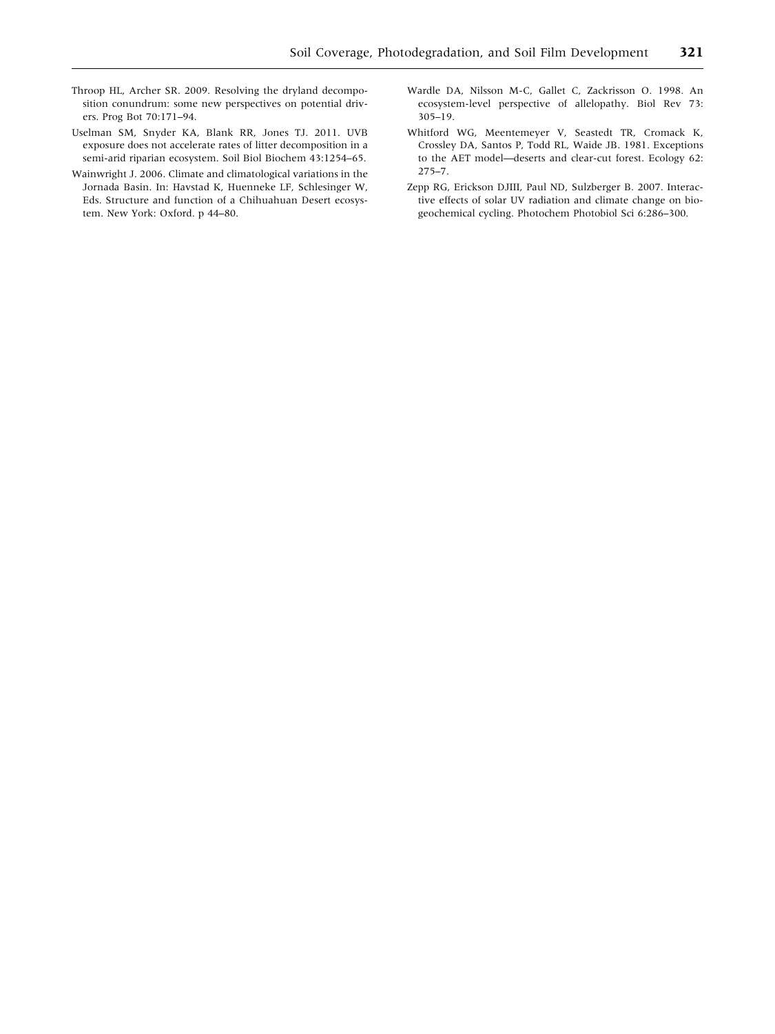Throop HL, Archer SR. 2009. Resolving the dryland decomposition conundrum: some new perspectives on potential drivers. Prog Bot 70:171–94.

Uselman SM, Snyder KA, Blank RR, Jones TJ. 2011. UVB exposure does not accelerate rates of litter decomposition in a semi-arid riparian ecosystem. Soil Biol Biochem 43:1254–65.

Wainwright J. 2006. Climate and climatological variations in the Jornada Basin. In: Havstad K, Huenneke LF, Schlesinger W, Eds. Structure and function of a Chihuahuan Desert ecosystem. New York: Oxford. p 44–80.

Wardle DA, Nilsson M-C, Gallet C, Zackrisson O. 1998. An ecosystem-level perspective of allelopathy. Biol Rev 73: 305–19.

Whitford WG, Meentemeyer V, Seastedt TR, Cromack K, Crossley DA, Santos P, Todd RL, Waide JB. 1981. Exceptions to the AET model—deserts and clear-cut forest. Ecology 62: 275–7.

Zepp RG, Erickson DJIII, Paul ND, Sulzberger B. 2007. Interactive effects of solar UV radiation and climate change on biogeochemical cycling. Photochem Photobiol Sci 6:286–300.